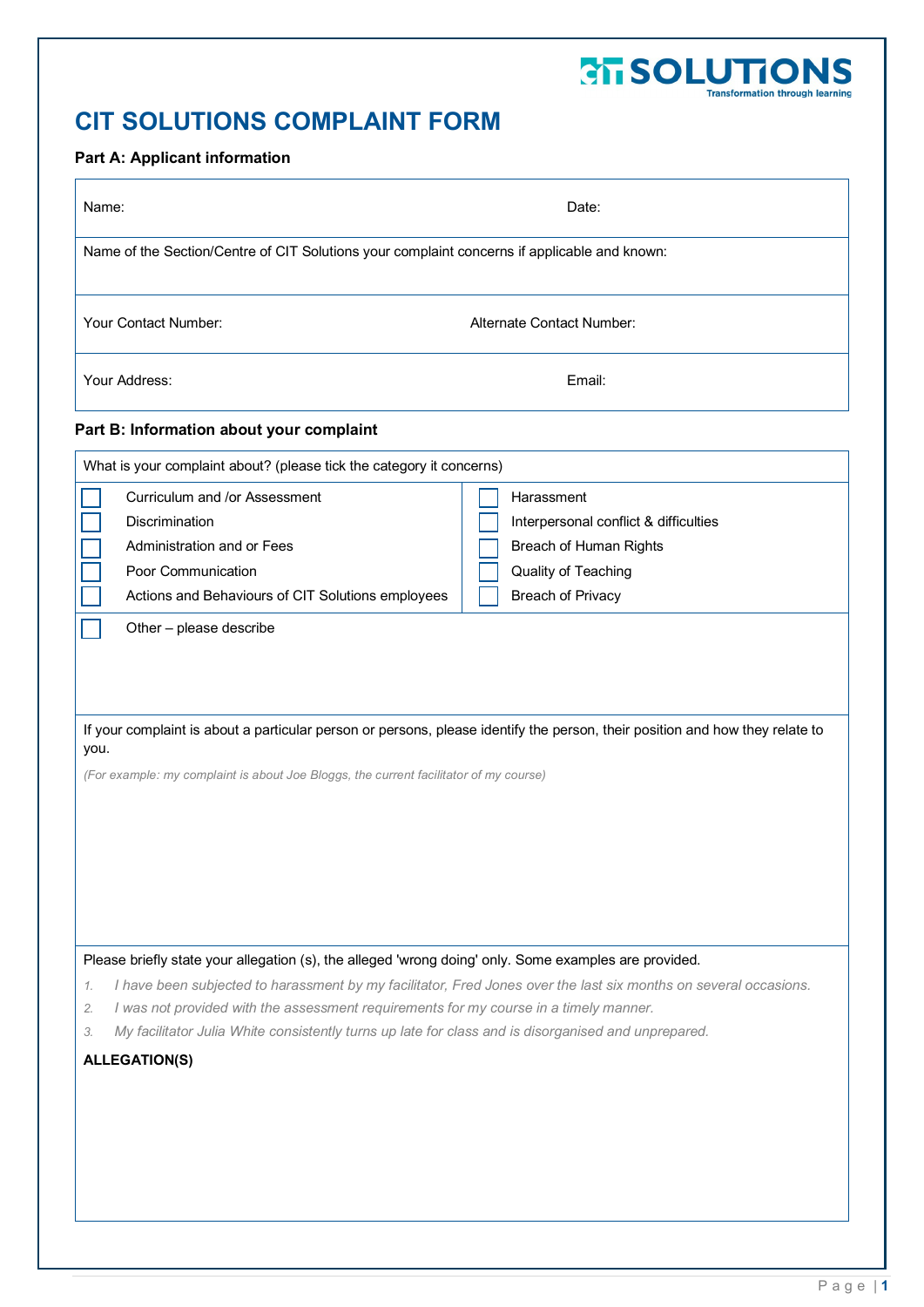# CIT SOLUTIONS COMPLAINT FORM

### Part A: Applicant information

| | |
|---|---|
| Name: | Date: |
| Name of the Section/Centre of CIT Solutions your complaint concerns if applicable and known: | |
| Your Contact Number: | Alternate Contact Number: |
| Your Address: | Email: |

### Part B: Information about your complaint

What is your complaint about? (please tick the category it concerns)

| | |
|---|---|
| ☐ Curriculum and /or Assessment | ☐ Harassment |
| ☐ Discrimination | ☐ Interpersonal conflict & difficulties |
| ☐ Administration and or Fees | ☐ Breach of Human Rights |
| ☐ Poor Communication | ☐ Quality of Teaching |
| ☐ Actions and Behaviours of CIT Solutions employees | ☐ Breach of Privacy |

☐ Other – please describe

If your complaint is about a particular person or persons, please identify the person, their position and how they relate to you.

*(For example: my complaint is about Joe Bloggs, the current facilitator of my course)*

Please briefly state your allegation (s), the alleged 'wrong doing' only. Some examples are provided.

1. *I have been subjected to harassment by my facilitator, Fred Jones over the last six months on several occasions.*
2. *I was not provided with the assessment requirements for my course in a timely manner.*
3. *My facilitator Julia White consistently turns up late for class and is disorganised and unprepared.*

**ALLEGATION(S)**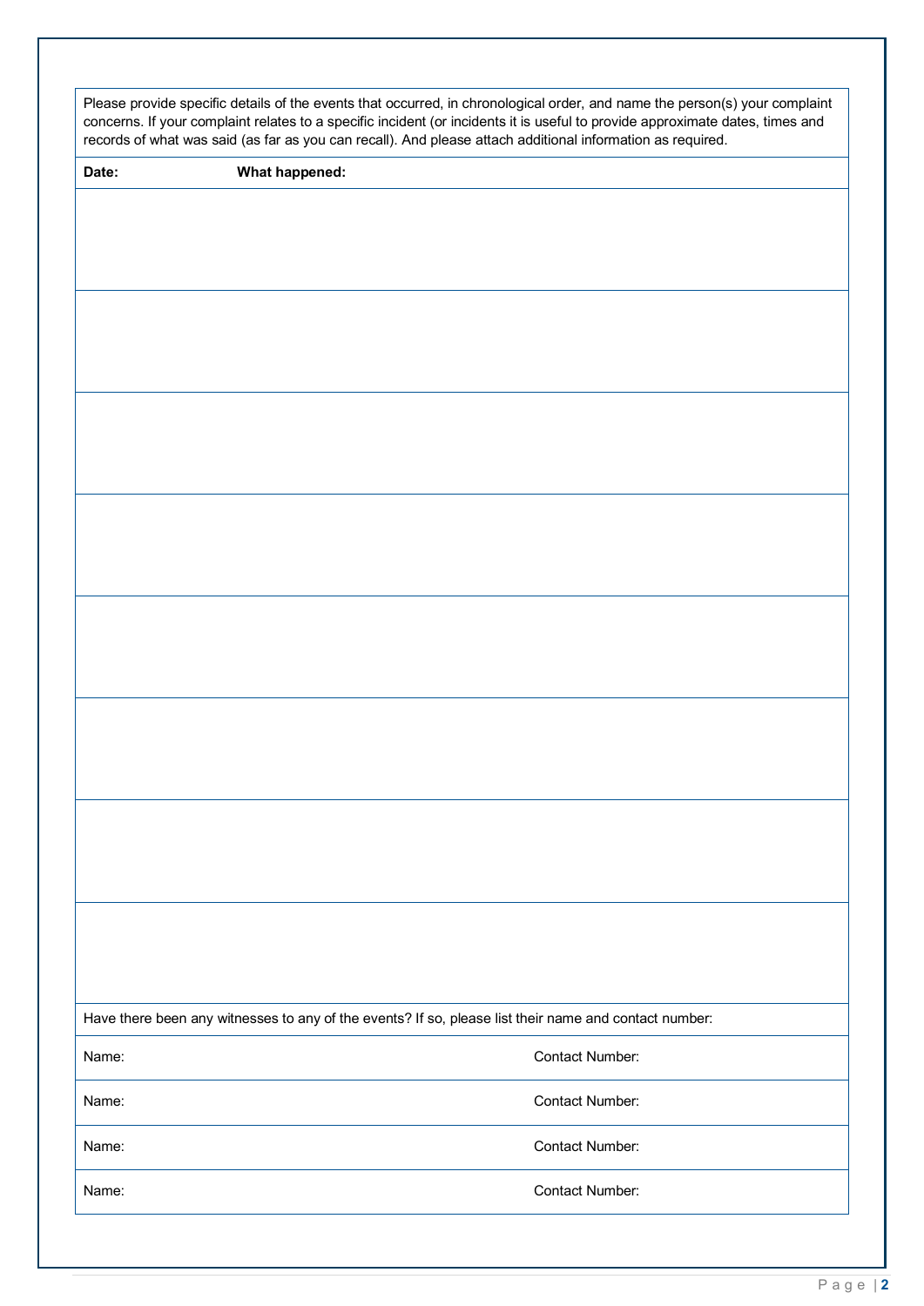Please provide specific details of the events that occurred, in chronological order, and name the person(s) your complaint concerns. If your complaint relates to a specific incident (or incidents it is useful to provide approximate dates, times and records of what was said (as far as you can recall). And please attach additional information as required.

| **Date:** | **What happened:** |
| --- | --- |
| | |
| | |
| | |
| | |
| | |
| | |
| | |
| | |

Have there been any witnesses to any of the events? If so, please list their name and contact number:

| Name: | Contact Number: |
| --- | --- |
| Name: | Contact Number: |
| Name: | Contact Number: |
| Name: | Contact Number: |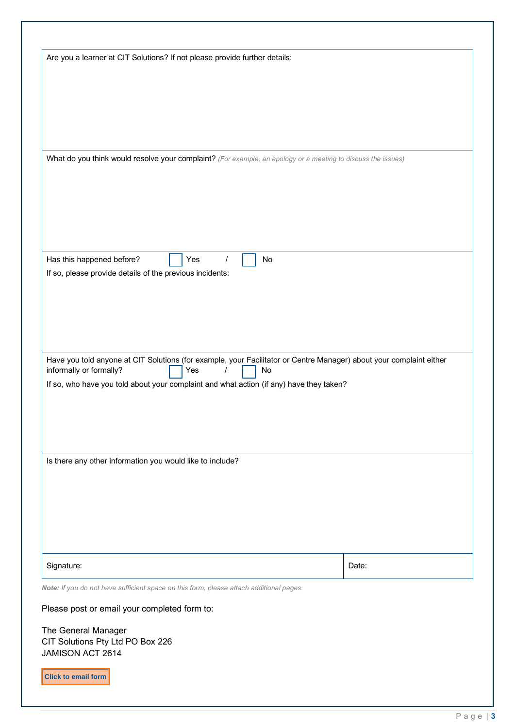Are you a learner at CIT Solutions? If not please provide further details:

What do you think would resolve your complaint? *(For example, an apology or a meeting to discuss the issues)*

Has this happened before? ☐ Yes / ☐ No

If so, please provide details of the previous incidents:

Have you told anyone at CIT Solutions (for example, your Facilitator or Centre Manager) about your complaint either informally or formally? ☐ Yes / ☐ No

If so, who have you told about your complaint and what action (if any) have they taken?

Is there any other information you would like to include?

| | |
|---|---|
| Signature: | Date: |

***Note:*** *If you do not have sufficient space on this form, please attach additional pages.*

Please post or email your completed form to:

The General Manager
CIT Solutions Pty Ltd PO Box 226
JAMISON ACT 2614

**Click to email form**